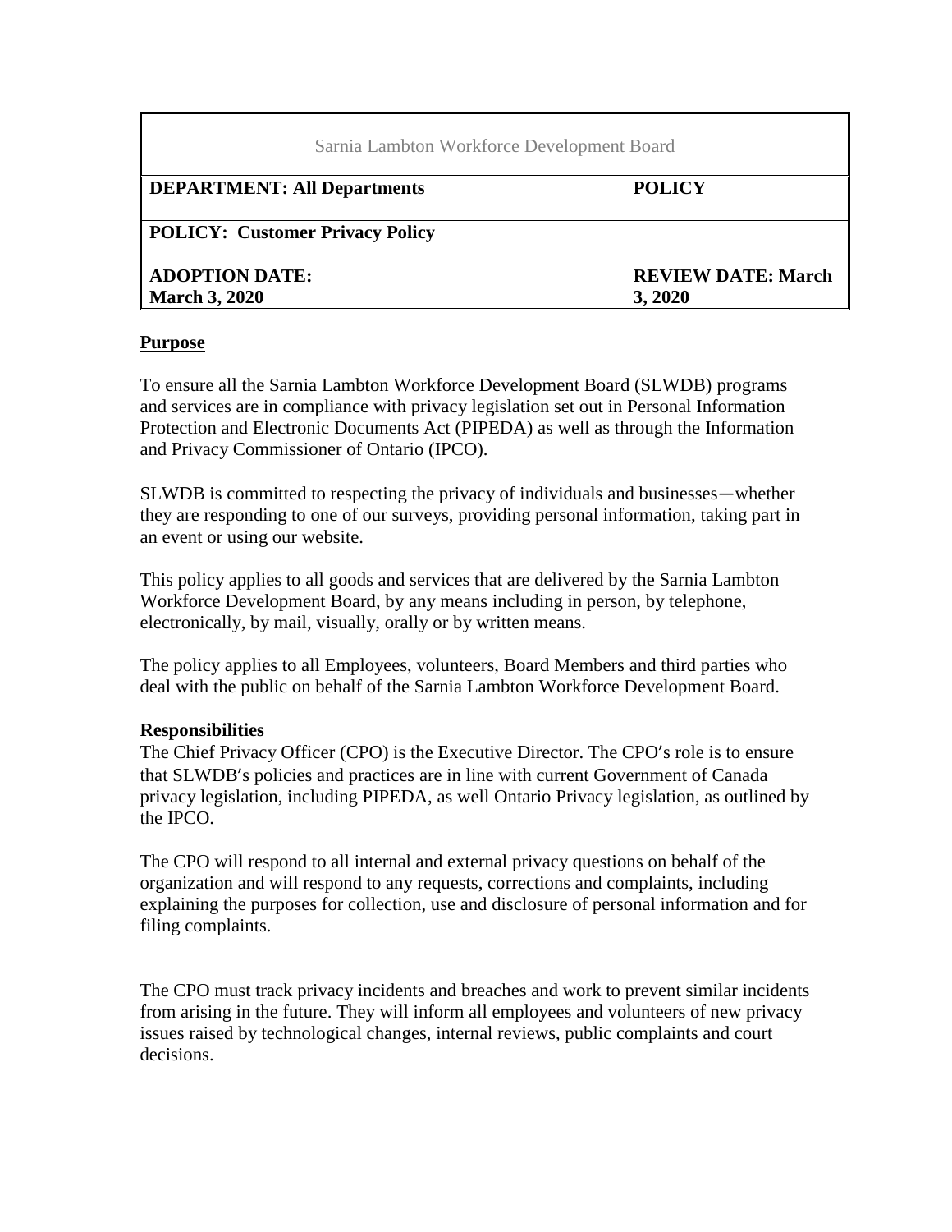| Sarnia Lambton Workforce Development Board | |
|---|---|
| **DEPARTMENT: All Departments** | **POLICY** |
| **POLICY: Customer Privacy Policy** | |
| **ADOPTION DATE: March 3, 2020** | **REVIEW DATE: March 3, 2020** |

## Purpose

To ensure all the Sarnia Lambton Workforce Development Board (SLWDB) programs and services are in compliance with privacy legislation set out in Personal Information Protection and Electronic Documents Act (PIPEDA) as well as through the Information and Privacy Commissioner of Ontario (IPCO).

SLWDB is committed to respecting the privacy of individuals and businesses—whether they are responding to one of our surveys, providing personal information, taking part in an event or using our website.

This policy applies to all goods and services that are delivered by the Sarnia Lambton Workforce Development Board, by any means including in person, by telephone, electronically, by mail, visually, orally or by written means.

The policy applies to all Employees, volunteers, Board Members and third parties who deal with the public on behalf of the Sarnia Lambton Workforce Development Board.

### Responsibilities

The Chief Privacy Officer (CPO) is the Executive Director. The CPO's role is to ensure that SLWDB's policies and practices are in line with current Government of Canada privacy legislation, including PIPEDA, as well Ontario Privacy legislation, as outlined by the IPCO.

The CPO will respond to all internal and external privacy questions on behalf of the organization and will respond to any requests, corrections and complaints, including explaining the purposes for collection, use and disclosure of personal information and for filing complaints.

The CPO must track privacy incidents and breaches and work to prevent similar incidents from arising in the future. They will inform all employees and volunteers of new privacy issues raised by technological changes, internal reviews, public complaints and court decisions.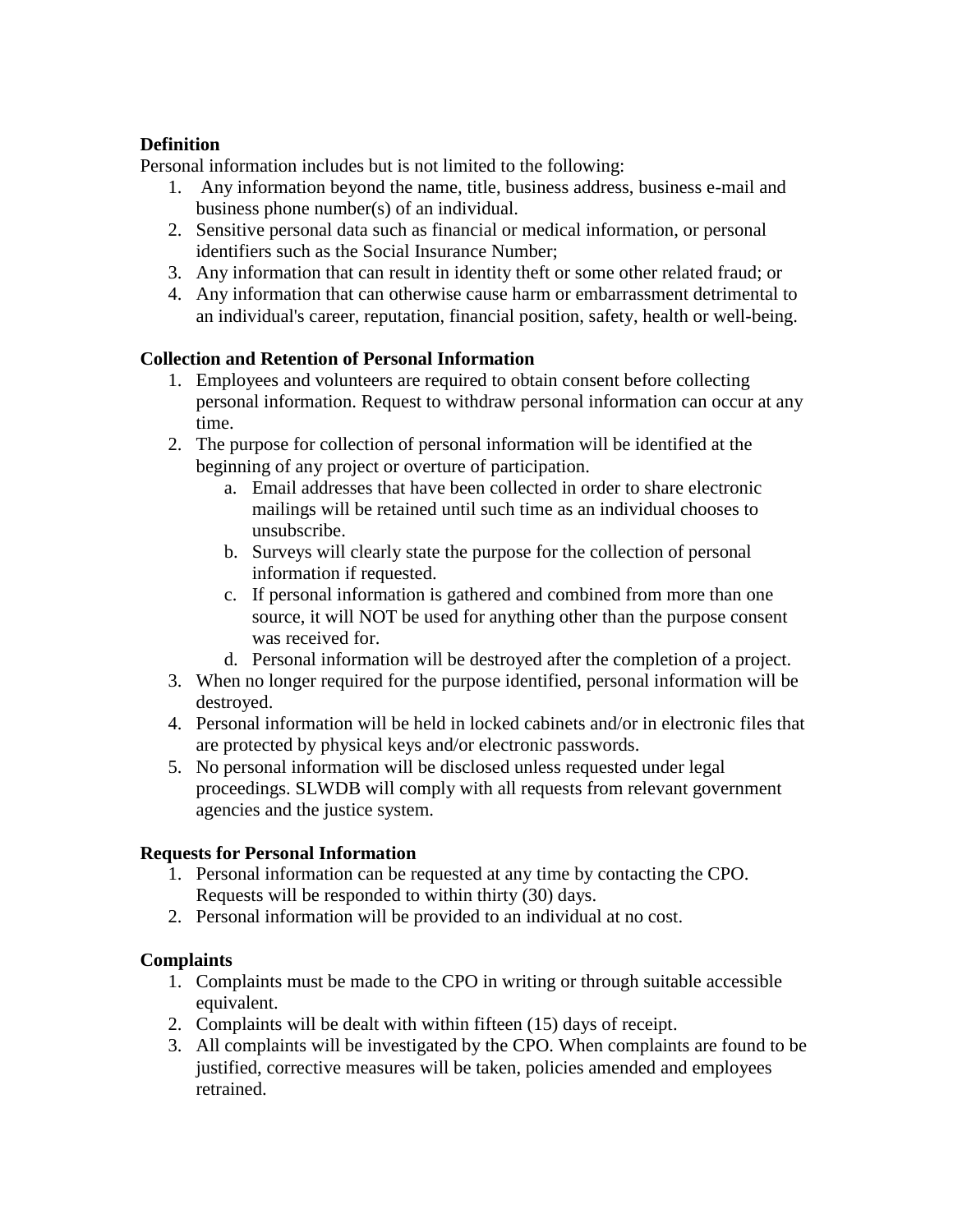**Definition**

Personal information includes but is not limited to the following:

1. Any information beyond the name, title, business address, business e-mail and business phone number(s) of an individual.
2. Sensitive personal data such as financial or medical information, or personal identifiers such as the Social Insurance Number;
3. Any information that can result in identity theft or some other related fraud; or
4. Any information that can otherwise cause harm or embarrassment detrimental to an individual's career, reputation, financial position, safety, health or well-being.

**Collection and Retention of Personal Information**

1. Employees and volunteers are required to obtain consent before collecting personal information. Request to withdraw personal information can occur at any time.
2. The purpose for collection of personal information will be identified at the beginning of any project or overture of participation.
   a. Email addresses that have been collected in order to share electronic mailings will be retained until such time as an individual chooses to unsubscribe.
   b. Surveys will clearly state the purpose for the collection of personal information if requested.
   c. If personal information is gathered and combined from more than one source, it will NOT be used for anything other than the purpose consent was received for.
   d. Personal information will be destroyed after the completion of a project.
3. When no longer required for the purpose identified, personal information will be destroyed.
4. Personal information will be held in locked cabinets and/or in electronic files that are protected by physical keys and/or electronic passwords.
5. No personal information will be disclosed unless requested under legal proceedings. SLWDB will comply with all requests from relevant government agencies and the justice system.

**Requests for Personal Information**

1. Personal information can be requested at any time by contacting the CPO. Requests will be responded to within thirty (30) days.
2. Personal information will be provided to an individual at no cost.

**Complaints**

1. Complaints must be made to the CPO in writing or through suitable accessible equivalent.
2. Complaints will be dealt with within fifteen (15) days of receipt.
3. All complaints will be investigated by the CPO. When complaints are found to be justified, corrective measures will be taken, policies amended and employees retrained.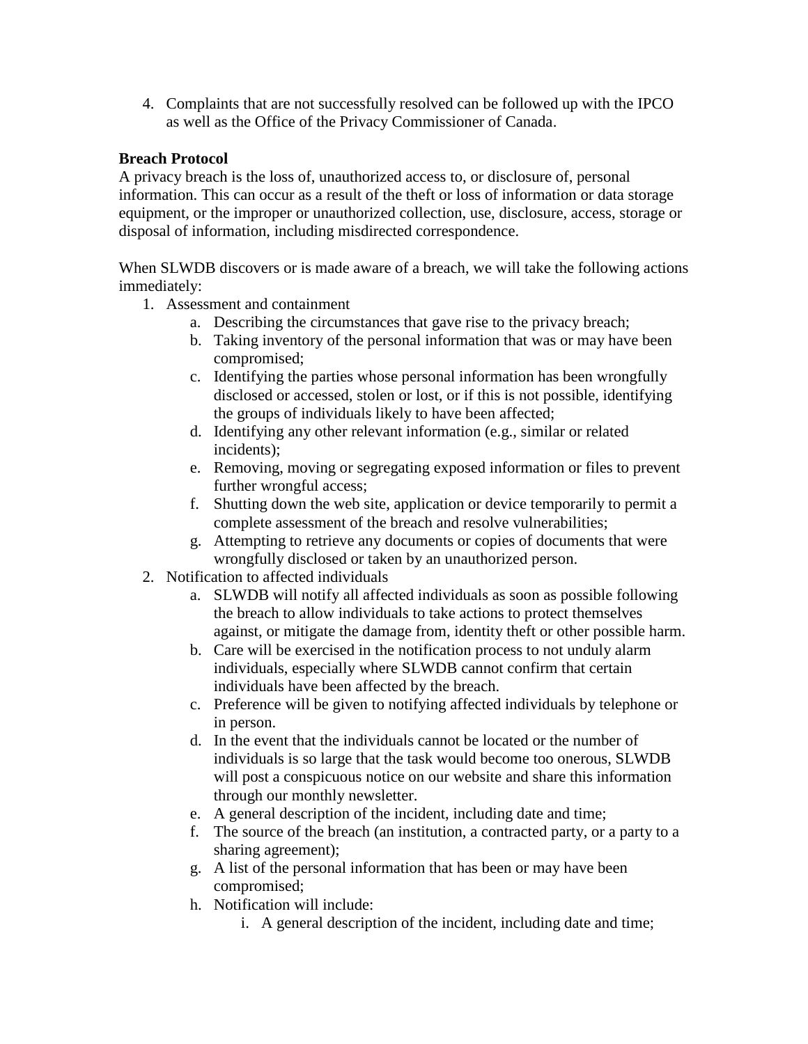4. Complaints that are not successfully resolved can be followed up with the IPCO as well as the Office of the Privacy Commissioner of Canada.

**Breach Protocol**

A privacy breach is the loss of, unauthorized access to, or disclosure of, personal information. This can occur as a result of the theft or loss of information or data storage equipment, or the improper or unauthorized collection, use, disclosure, access, storage or disposal of information, including misdirected correspondence.

When SLWDB discovers or is made aware of a breach, we will take the following actions immediately:

1. Assessment and containment
    a. Describing the circumstances that gave rise to the privacy breach;
    b. Taking inventory of the personal information that was or may have been compromised;
    c. Identifying the parties whose personal information has been wrongfully disclosed or accessed, stolen or lost, or if this is not possible, identifying the groups of individuals likely to have been affected;
    d. Identifying any other relevant information (e.g., similar or related incidents);
    e. Removing, moving or segregating exposed information or files to prevent further wrongful access;
    f. Shutting down the web site, application or device temporarily to permit a complete assessment of the breach and resolve vulnerabilities;
    g. Attempting to retrieve any documents or copies of documents that were wrongfully disclosed or taken by an unauthorized person.
2. Notification to affected individuals
    a. SLWDB will notify all affected individuals as soon as possible following the breach to allow individuals to take actions to protect themselves against, or mitigate the damage from, identity theft or other possible harm.
    b. Care will be exercised in the notification process to not unduly alarm individuals, especially where SLWDB cannot confirm that certain individuals have been affected by the breach.
    c. Preference will be given to notifying affected individuals by telephone or in person.
    d. In the event that the individuals cannot be located or the number of individuals is so large that the task would become too onerous, SLWDB will post a conspicuous notice on our website and share this information through our monthly newsletter.
    e. A general description of the incident, including date and time;
    f. The source of the breach (an institution, a contracted party, or a party to a sharing agreement);
    g. A list of the personal information that has been or may have been compromised;
    h. Notification will include:
        i. A general description of the incident, including date and time;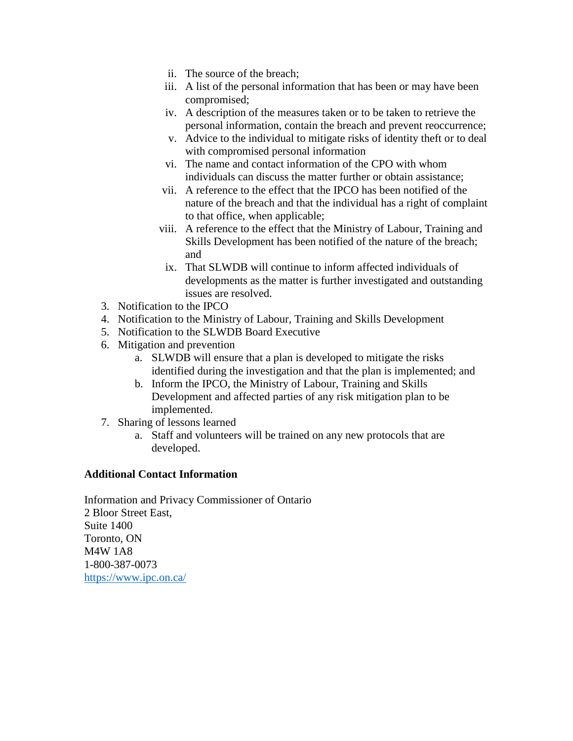ii. The source of the breach;
   iii. A list of the personal information that has been or may have been compromised;
   iv. A description of the measures taken or to be taken to retrieve the personal information, contain the breach and prevent reoccurrence;
   v. Advice to the individual to mitigate risks of identity theft or to deal with compromised personal information
   vi. The name and contact information of the CPO with whom individuals can discuss the matter further or obtain assistance;
   vii. A reference to the effect that the IPCO has been notified of the nature of the breach and that the individual has a right of complaint to that office, when applicable;
   viii. A reference to the effect that the Ministry of Labour, Training and Skills Development has been notified of the nature of the breach; and
   ix. That SLWDB will continue to inform affected individuals of developments as the matter is further investigated and outstanding issues are resolved.

3. Notification to the IPCO
4. Notification to the Ministry of Labour, Training and Skills Development
5. Notification to the SLWDB Board Executive
6. Mitigation and prevention
   a. SLWDB will ensure that a plan is developed to mitigate the risks identified during the investigation and that the plan is implemented; and
   b. Inform the IPCO, the Ministry of Labour, Training and Skills Development and affected parties of any risk mitigation plan to be implemented.
7. Sharing of lessons learned
   a. Staff and volunteers will be trained on any new protocols that are developed.

**Additional Contact Information**

Information and Privacy Commissioner of Ontario
2 Bloor Street East,
Suite 1400
Toronto, ON
M4W 1A8
1-800-387-0073
https://www.ipc.on.ca/